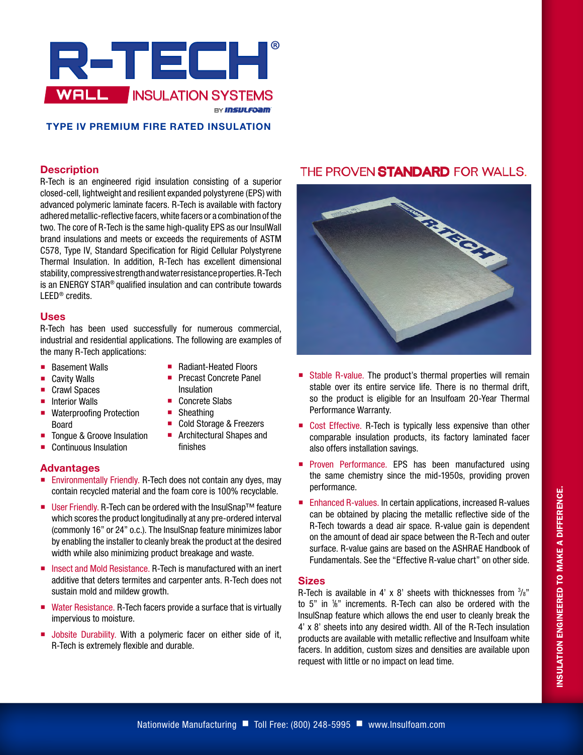# R-TECH®

## WALL INSULATION SYSTEMS

BY INSULFOAM

**TYPE IV PREMIUM FIRE RATED INSULATION**

## Description

R-Tech is an engineered rigid insulation consisting of a superior closed-cell, lightweight and resilient expanded polystyrene (EPS) with advanced polymeric laminate facers. R-Tech is available with factory adhered metallic-reflective facers, white facers or a combination of the two. The core of R-Tech is the same high-quality EPS as our InsulWall brand insulations and meets or exceeds the requirements of ASTM C578, Type IV, Standard Specification for Rigid Cellular Polystyrene Thermal Insulation. In addition, R-Tech has excellent dimensional stability, compressive strength and water resistance properties. R-Tech is an ENERGY STAR® qualified insulation and can contribute towards LEED® credits.

## Uses

R-Tech has been used successfully for numerous commercial, industrial and residential applications. The following are examples of the many R-Tech applications:

- Basement Walls
- Cavity Walls
- Crawl Spaces
- Interior Walls
- Waterproofing Protection Board
- Tongue & Groove Insulation
- Continuous Insulation
- Radiant-Heated Floors
- Precast Concrete Panel Insulation
- Concrete Slabs
- Sheathing
- Cold Storage & Freezers
- Architectural Shapes and finishes

## Advantages

- Environmentally Friendly. R-Tech does not contain any dyes, may contain recycled material and the foam core is 100% recyclable.
- User Friendly. R-Tech can be ordered with the InsulSnap™ feature which scores the product longitudinally at any pre-ordered interval (commonly 16" or 24" o.c.). The InsulSnap feature minimizes labor by enabling the installer to cleanly break the product at the desired width while also minimizing product breakage and waste.
- Insect and Mold Resistance. R-Tech is manufactured with an inert additive that deters termites and carpenter ants. R-Tech does not sustain mold and mildew growth.
- Water Resistance. R-Tech facers provide a surface that is virtually impervious to moisture.
- Jobsite Durability. With a polymeric facer on either side of it, R-Tech is extremely flexible and durable.

## THE PROVEN **STANDARD** FOR WALLS.

- Stable R-value. The product's thermal properties will remain stable over its entire service life. There is no thermal drift, so the product is eligible for an Insulfoam 20-Year Thermal Performance Warranty.
- Cost Effective. R-Tech is typically less expensive than other comparable insulation products, its factory laminated facer also offers installation savings.
- Proven Performance. EPS has been manufactured using the same chemistry since the mid-1950s, providing proven performance.
- Enhanced R-values. In certain applications, increased R-values can be obtained by placing the metallic reflective side of the R-Tech towards a dead air space. R-value gain is dependent on the amount of dead air space between the R-Tech and outer surface. R-value gains are based on the ASHRAE Handbook of Fundamentals. See the "Effective R-value chart" on other side.

## Sizes

R-Tech is available in 4' x 8' sheets with thicknesses from ⅜" to 5" in ⅛" increments. R-Tech can also be ordered with the InsulSnap feature which allows the end user to cleanly break the 4' x 8' sheets into any desired width. All of the R-Tech insulation products are available with metallic reflective and Insulfoam white facers. In addition, custom sizes and densities are available upon request with little or no impact on lead time.

INSULATION ENGINEERED TO MAKE A DIFFERENCE.

Nationwide Manufacturing ■ Toll Free: (800) 248-5995 ■ www.Insulfoam.com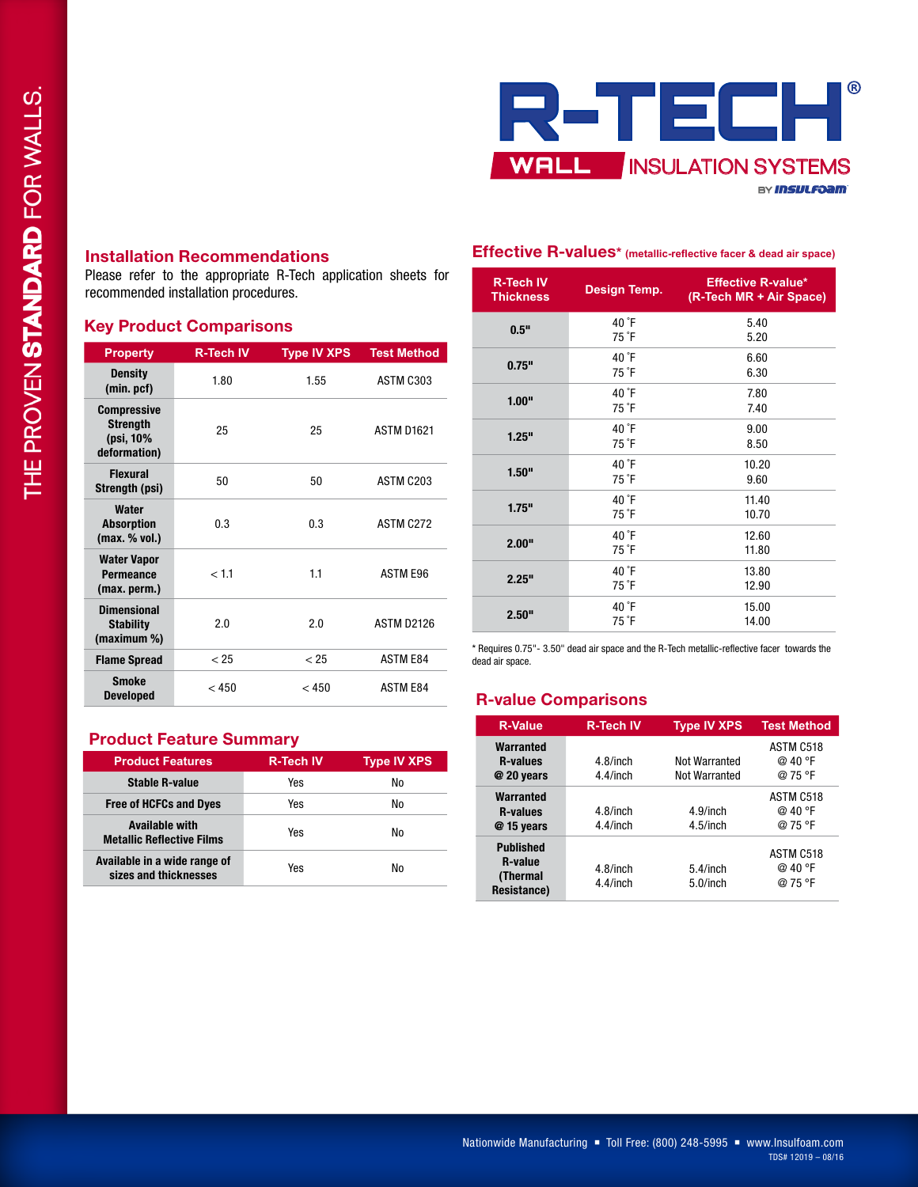THE PROVEN **STANDARD** FOR WALLS.

# R-TECH®

WALL INSULATION SYSTEMS

BY INSULFOAM

## Installation Recommendations

Please refer to the appropriate R-Tech application sheets for recommended installation procedures.

## Key Product Comparisons

| Property | R-Tech IV | Type IV XPS | Test Method |
|---|---|---|---|
| Density (min. pcf) | 1.80 | 1.55 | ASTM C303 |
| Compressive Strength (psi, 10% deformation) | 25 | 25 | ASTM D1621 |
| Flexural Strength (psi) | 50 | 50 | ASTM C203 |
| Water Absorption (max. % vol.) | 0.3 | 0.3 | ASTM C272 |
| Water Vapor Permeance (max. perm.) | < 1.1 | 1.1 | ASTM E96 |
| Dimensional Stability (maximum %) | 2.0 | 2.0 | ASTM D2126 |
| Flame Spread | < 25 | < 25 | ASTM E84 |
| Smoke Developed | < 450 | < 450 | ASTM E84 |

## Product Feature Summary

| Product Features | R-Tech IV | Type IV XPS |
|---|---|---|
| Stable R-value | Yes | No |
| Free of HCFCs and Dyes | Yes | No |
| Available with Metallic Reflective Films | Yes | No |
| Available in a wide range of sizes and thicknesses | Yes | No |

## Effective R-values* (metallic-reflective facer & dead air space)

| R-Tech IV Thickness | Design Temp. | Effective R-value* (R-Tech MR + Air Space) |
|---|---|---|
| 0.5" | 40 °F<br>75 °F | 5.40<br>5.20 |
| 0.75" | 40 °F<br>75 °F | 6.60<br>6.30 |
| 1.00" | 40 °F<br>75 °F | 7.80<br>7.40 |
| 1.25" | 40 °F<br>75 °F | 9.00<br>8.50 |
| 1.50" | 40 °F<br>75 °F | 10.20<br>9.60 |
| 1.75" | 40 °F<br>75 °F | 11.40<br>10.70 |
| 2.00" | 40 °F<br>75 °F | 12.60<br>11.80 |
| 2.25" | 40 °F<br>75 °F | 13.80<br>12.90 |
| 2.50" | 40 °F<br>75 °F | 15.00<br>14.00 |

* Requires 0.75"- 3.50" dead air space and the R-Tech metallic-reflective facer towards the dead air space.

## R-value Comparisons

| R-Value | R-Tech IV | Type IV XPS | Test Method |
|---|---|---|---|
| Warranted R-values @ 20 years | 4.8/inch<br>4.4/inch | Not Warranted<br>Not Warranted | ASTM C518<br>@ 40 °F<br>@ 75 °F |
| Warranted R-values @ 15 years | 4.8/inch<br>4.4/inch | 4.9/inch<br>4.5/inch | ASTM C518<br>@ 40 °F<br>@ 75 °F |
| Published R-value (Thermal Resistance) | 4.8/inch<br>4.4/inch | 5.4/inch<br>5.0/inch | ASTM C518<br>@ 40 °F<br>@ 75 °F |

Nationwide Manufacturing ▪ Toll Free: (800) 248-5995 ▪ www.Insulfoam.com

TDS# 12019 – 08/16